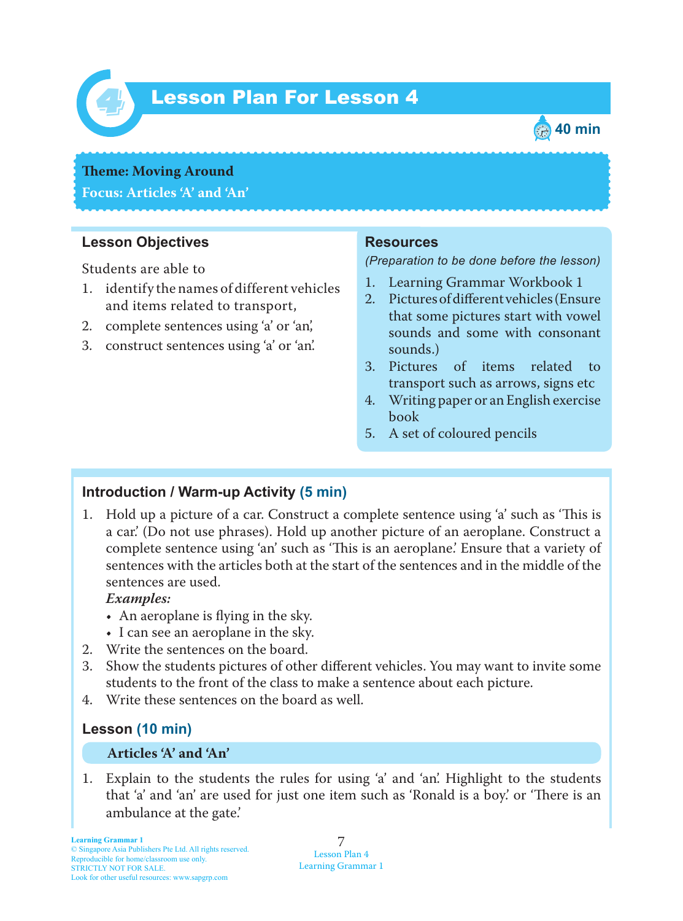# Lesson Plan For Lesson 4

40 min

**Theme: Moving Around**
**Focus: Articles 'A' and 'An'**

## Lesson Objectives

Students are able to

1. identify the names of different vehicles and items related to transport,
2. complete sentences using 'a' or 'an',
3. construct sentences using 'a' or 'an'.

## Resources

*(Preparation to be done before the lesson)*

1. Learning Grammar Workbook 1
2. Pictures of different vehicles (Ensure that some pictures start with vowel sounds and some with consonant sounds.)
3. Pictures of items related to transport such as arrows, signs etc
4. Writing paper or an English exercise book
5. A set of coloured pencils

## Introduction / Warm-up Activity (5 min)

1. Hold up a picture of a car. Construct a complete sentence using 'a' such as 'This is a car.' (Do not use phrases). Hold up another picture of an aeroplane. Construct a complete sentence using 'an' such as 'This is an aeroplane.' Ensure that a variety of sentences with the articles both at the start of the sentences and in the middle of the sentences are used.
   ***Examples:***
   - An aeroplane is flying in the sky.
   - I can see an aeroplane in the sky.
2. Write the sentences on the board.
3. Show the students pictures of other different vehicles. You may want to invite some students to the front of the class to make a sentence about each picture.
4. Write these sentences on the board as well.

## Lesson (10 min)

### Articles 'A' and 'An'

1. Explain to the students the rules for using 'a' and 'an'. Highlight to the students that 'a' and 'an' are used for just one item such as 'Ronald is a boy.' or 'There is an ambulance at the gate.'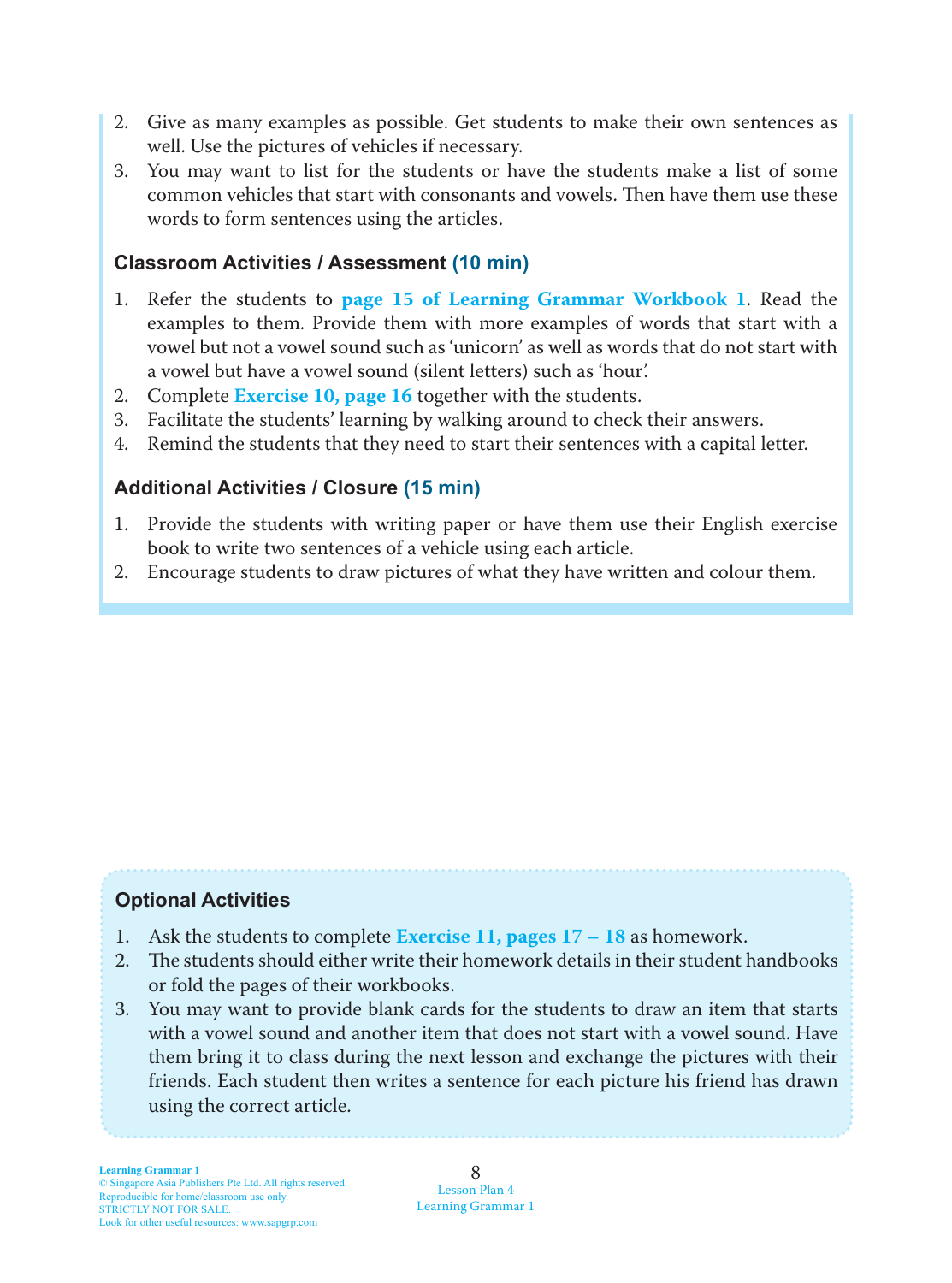2. Give as many examples as possible. Get students to make their own sentences as well. Use the pictures of vehicles if necessary.
3. You may want to list for the students or have the students make a list of some common vehicles that start with consonants and vowels. Then have them use these words to form sentences using the articles.

### Classroom Activities / Assessment (10 min)

1. Refer the students to **page 15 of Learning Grammar Workbook 1**. Read the examples to them. Provide them with more examples of words that start with a vowel but not a vowel sound such as 'unicorn' as well as words that do not start with a vowel but have a vowel sound (silent letters) such as 'hour'.
2. Complete **Exercise 10, page 16** together with the students.
3. Facilitate the students' learning by walking around to check their answers.
4. Remind the students that they need to start their sentences with a capital letter.

### Additional Activities / Closure (15 min)

1. Provide the students with writing paper or have them use their English exercise book to write two sentences of a vehicle using each article.
2. Encourage students to draw pictures of what they have written and colour them.

### Optional Activities

1. Ask the students to complete **Exercise 11, pages 17 – 18** as homework.
2. The students should either write their homework details in their student handbooks or fold the pages of their workbooks.
3. You may want to provide blank cards for the students to draw an item that starts with a vowel sound and another item that does not start with a vowel sound. Have them bring it to class during the next lesson and exchange the pictures with their friends. Each student then writes a sentence for each picture his friend has drawn using the correct article.